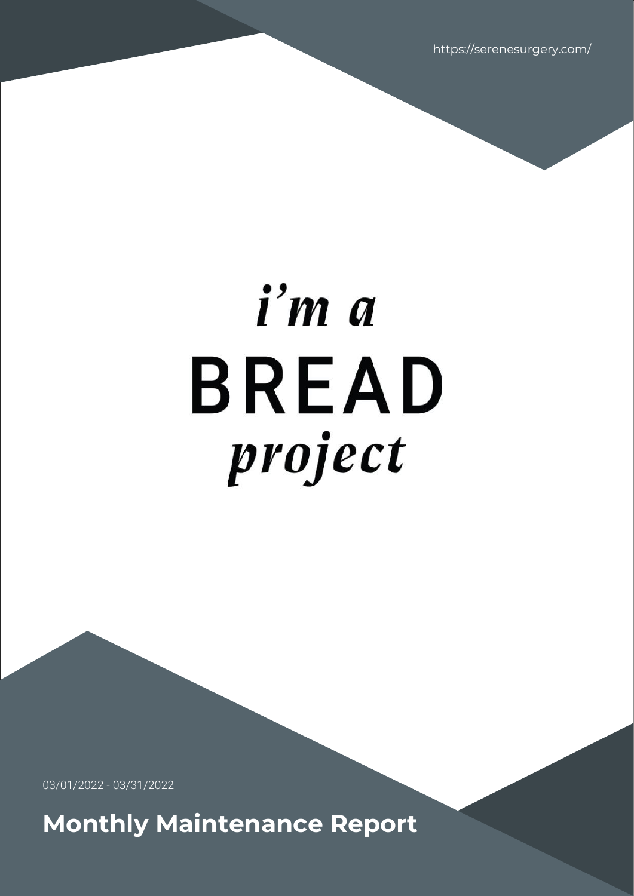https://serenesurgery.com/

*i'm a*

**BREAD**

*project*

03/01/2022 - 03/31/2022

# Monthly Maintenance Report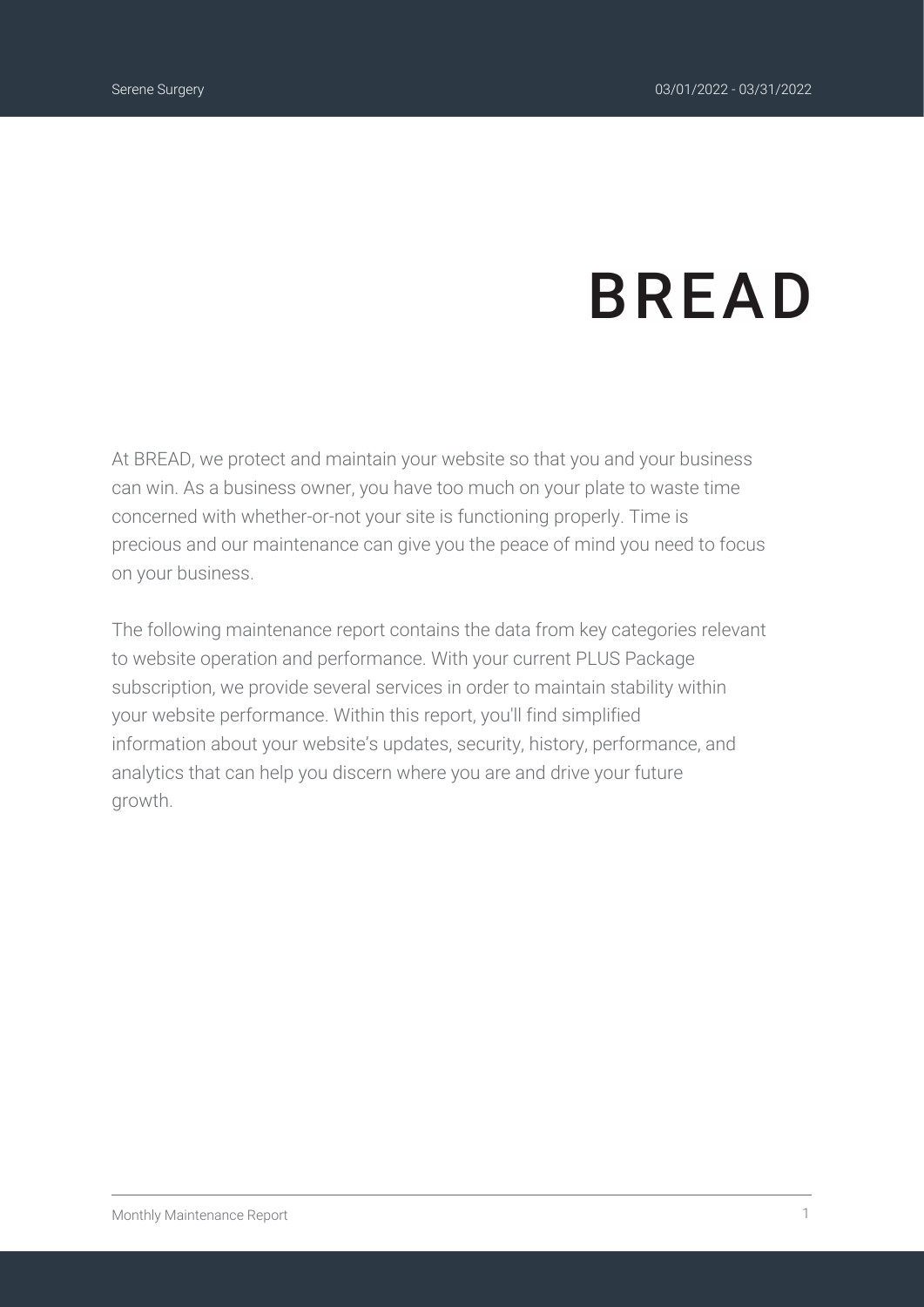# BREAD

At BREAD, we protect and maintain your website so that you and your business can win. As a business owner, you have too much on your plate to waste time concerned with whether-or-not your site is functioning properly. Time is precious and our maintenance can give you the peace of mind you need to focus on your business.

The following maintenance report contains the data from key categories relevant to website operation and performance. With your current PLUS Package subscription, we provide several services in order to maintain stability within your website performance. Within this report, you'll find simplified information about your website's updates, security, history, performance, and analytics that can help you discern where you are and drive your future growth.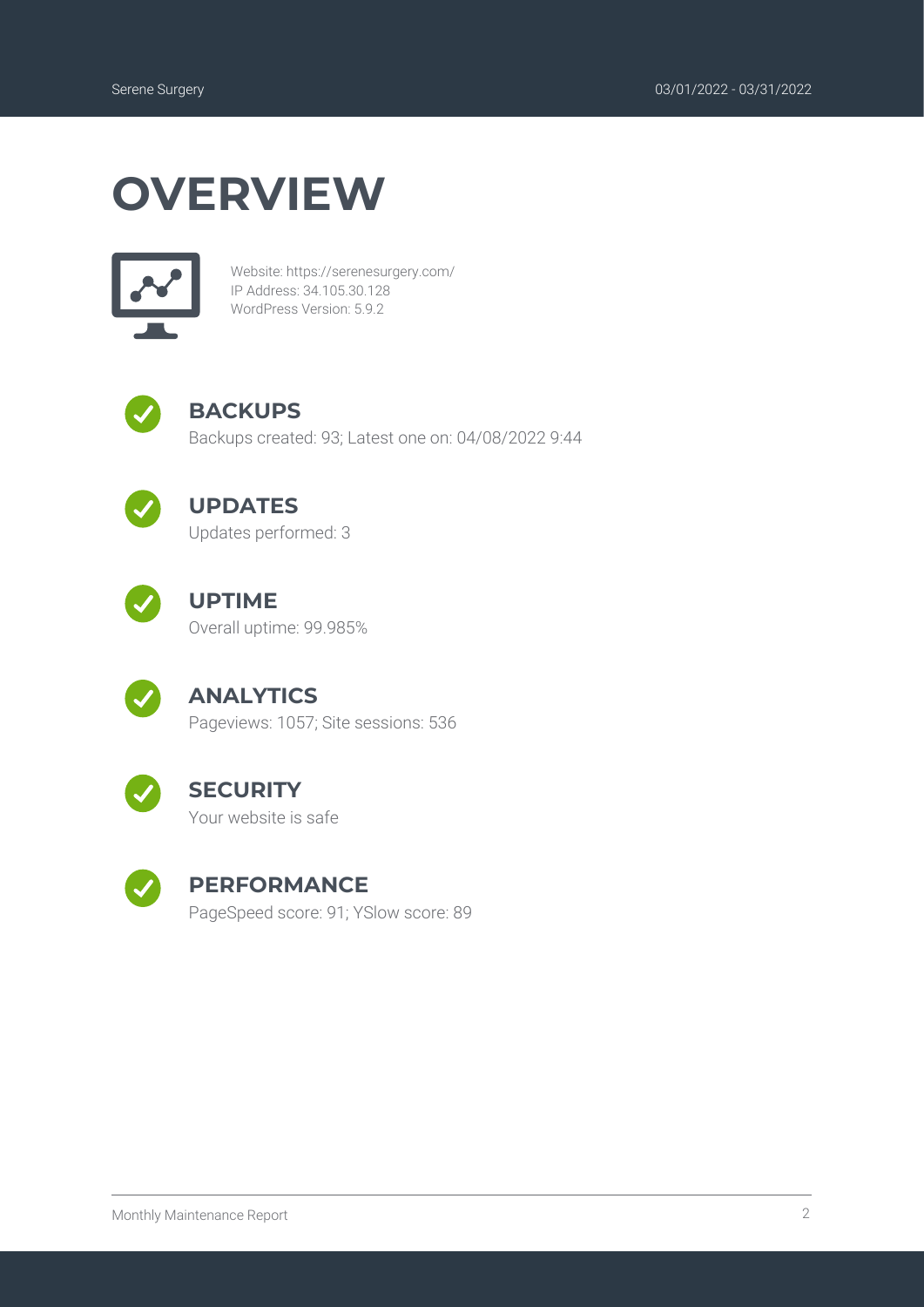# OVERVIEW

Website: https://serenesurgery.com/
IP Address: 34.105.30.128
WordPress Version: 5.9.2

## BACKUPS

Backups created: 93; Latest one on: 04/08/2022 9:44

## UPDATES

Updates performed: 3

## UPTIME

Overall uptime: 99.985%

## ANALYTICS

Pageviews: 1057; Site sessions: 536

## SECURITY

Your website is safe

## PERFORMANCE

PageSpeed score: 91; YSlow score: 89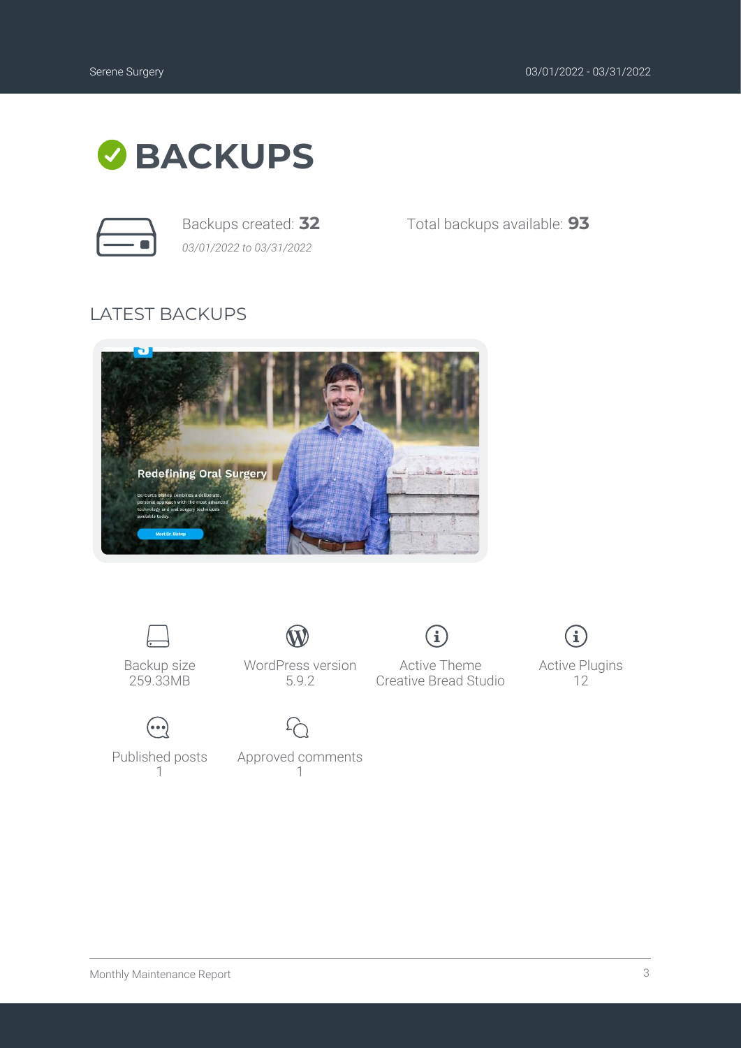# BACKUPS

Backups created: **32**

*03/01/2022 to 03/31/2022*

Total backups available: **93**

## LATEST BACKUPS

Backup size
259.33MB

WordPress version
5.9.2

Active Theme
Creative Bread Studio

Active Plugins
12

Published posts
1

Approved comments
1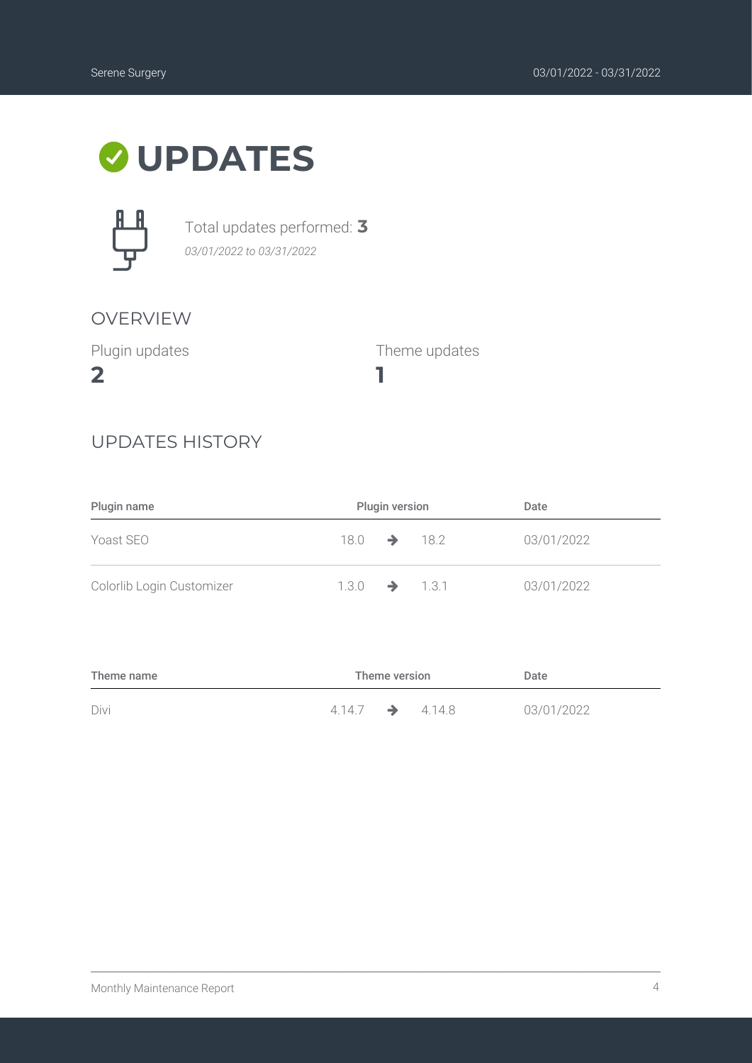# UPDATES

Total updates performed: **3**

*03/01/2022 to 03/31/2022*

## OVERVIEW

Plugin updates

**2**

Theme updates

**1**

## UPDATES HISTORY

| Plugin name | Plugin version | Date |
|---|---|---|
| Yoast SEO | 18.0 → 18.2 | 03/01/2022 |
| Colorlib Login Customizer | 1.3.0 → 1.3.1 | 03/01/2022 |

| Theme name | Theme version | Date |
|---|---|---|
| Divi | 4.14.7 → 4.14.8 | 03/01/2022 |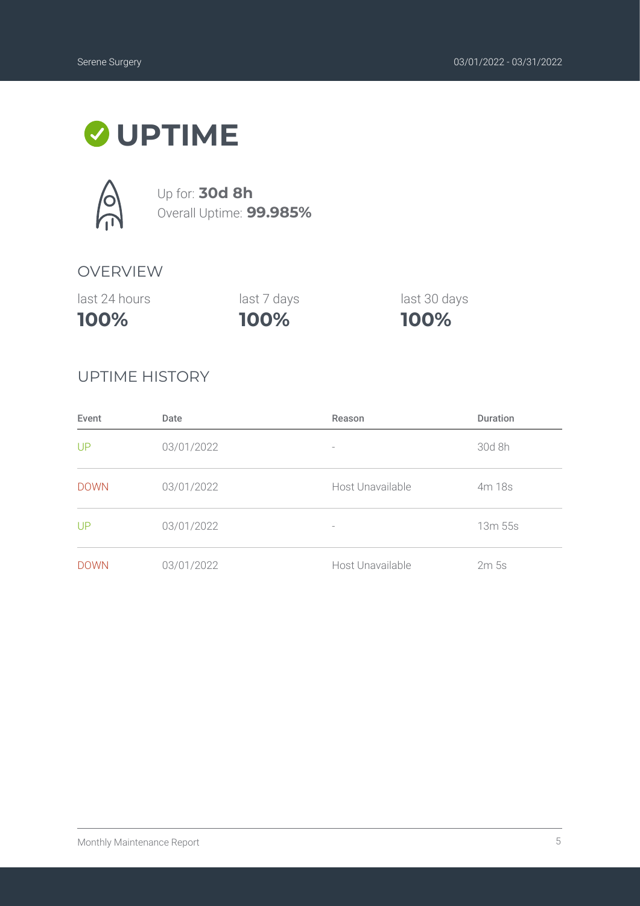# UPTIME

Up for: **30d 8h**
Overall Uptime: **99.985%**

## OVERVIEW

| last 24 hours | last 7 days | last 30 days |
| --- | --- | --- |
| **100%** | **100%** | **100%** |

## UPTIME HISTORY

| Event | Date | Reason | Duration |
| --- | --- | --- | --- |
| UP | 03/01/2022 | - | 30d 8h |
| DOWN | 03/01/2022 | Host Unavailable | 4m 18s |
| UP | 03/01/2022 | - | 13m 55s |
| DOWN | 03/01/2022 | Host Unavailable | 2m 5s |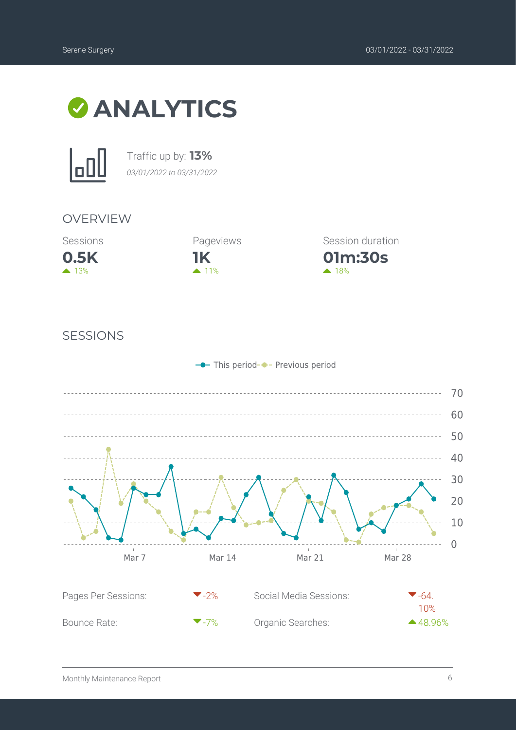# ANALYTICS

Traffic up by: **13%**

*03/01/2022 to 03/31/2022*

## OVERVIEW

| Sessions | Pageviews | Session duration |
| --- | --- | --- |
| **0.5K** | **1K** | **01m:30s** |
| ▲ 13% | ▲ 11% | ▲ 18% |

## SESSIONS

This period — Previous period

| | | | |
| --- | --- | --- | --- |
| Pages Per Sessions: | ▼ -2% | Social Media Sessions: | ▼ -64.10% |
| Bounce Rate: | ▼ -7% | Organic Searches: | ▲ 48.96% |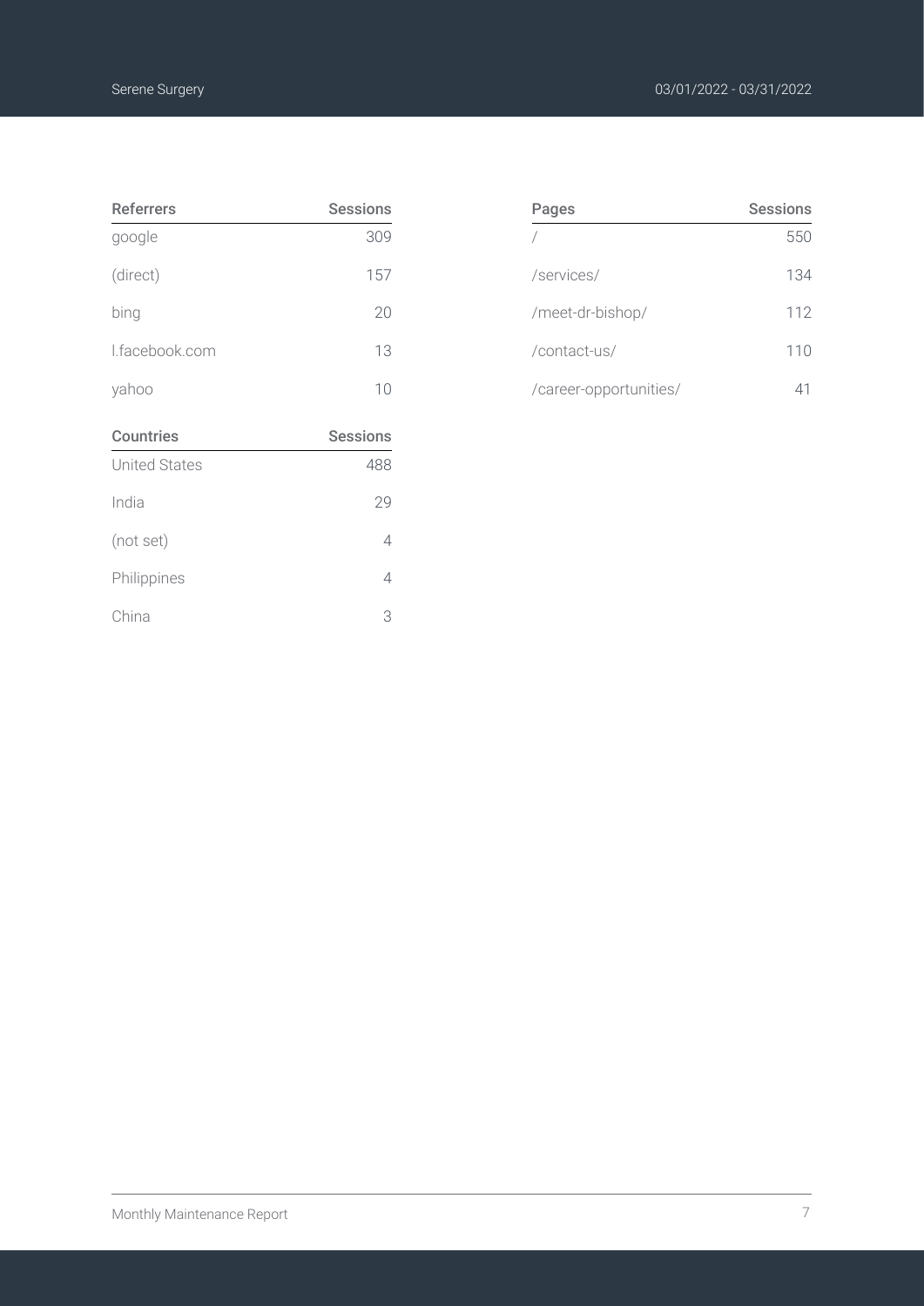| Referrers | Sessions |
| --- | --- |
| google | 309 |
| (direct) | 157 |
| bing | 20 |
| l.facebook.com | 13 |
| yahoo | 10 |

| Countries | Sessions |
| --- | --- |
| United States | 488 |
| India | 29 |
| (not set) | 4 |
| Philippines | 4 |
| China | 3 |

| Pages | Sessions |
| --- | --- |
| / | 550 |
| /services/ | 134 |
| /meet-dr-bishop/ | 112 |
| /contact-us/ | 110 |
| /career-opportunities/ | 41 |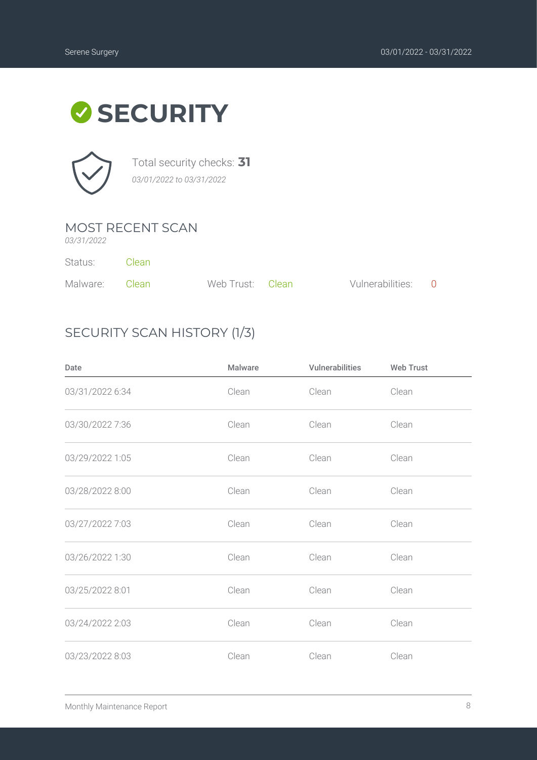# SECURITY

Total security checks: **31**

*03/01/2022 to 03/31/2022*

## MOST RECENT SCAN

*03/31/2022*

Status: Clean

Malware: Clean    Web Trust: Clean    Vulnerabilities: 0

## SECURITY SCAN HISTORY (1/3)

| Date | Malware | Vulnerabilities | Web Trust |
| --- | --- | --- | --- |
| 03/31/2022 6:34 | Clean | Clean | Clean |
| 03/30/2022 7:36 | Clean | Clean | Clean |
| 03/29/2022 1:05 | Clean | Clean | Clean |
| 03/28/2022 8:00 | Clean | Clean | Clean |
| 03/27/2022 7:03 | Clean | Clean | Clean |
| 03/26/2022 1:30 | Clean | Clean | Clean |
| 03/25/2022 8:01 | Clean | Clean | Clean |
| 03/24/2022 2:03 | Clean | Clean | Clean |
| 03/23/2022 8:03 | Clean | Clean | Clean |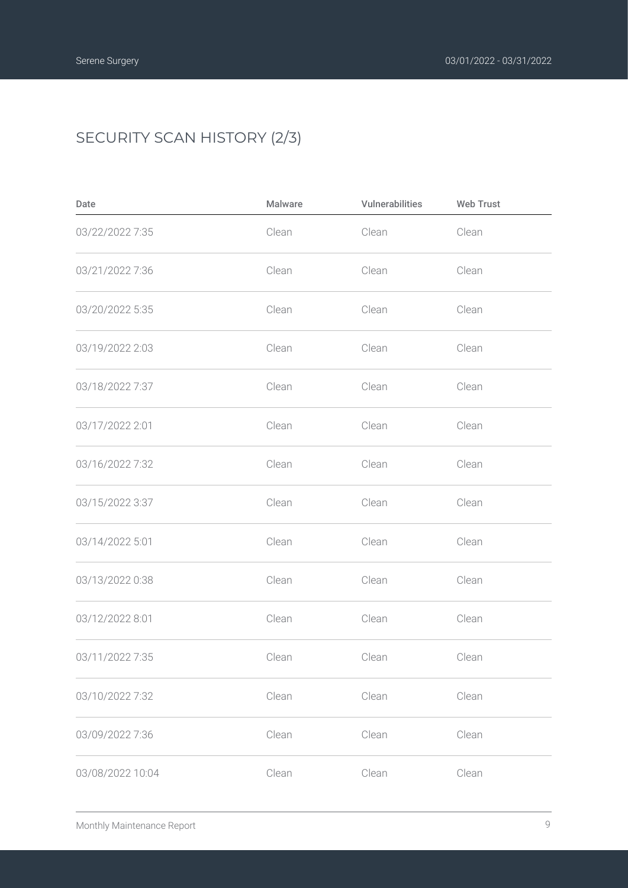## SECURITY SCAN HISTORY (2/3)

| Date | Malware | Vulnerabilities | Web Trust |
| --- | --- | --- | --- |
| 03/22/2022 7:35 | Clean | Clean | Clean |
| 03/21/2022 7:36 | Clean | Clean | Clean |
| 03/20/2022 5:35 | Clean | Clean | Clean |
| 03/19/2022 2:03 | Clean | Clean | Clean |
| 03/18/2022 7:37 | Clean | Clean | Clean |
| 03/17/2022 2:01 | Clean | Clean | Clean |
| 03/16/2022 7:32 | Clean | Clean | Clean |
| 03/15/2022 3:37 | Clean | Clean | Clean |
| 03/14/2022 5:01 | Clean | Clean | Clean |
| 03/13/2022 0:38 | Clean | Clean | Clean |
| 03/12/2022 8:01 | Clean | Clean | Clean |
| 03/11/2022 7:35 | Clean | Clean | Clean |
| 03/10/2022 7:32 | Clean | Clean | Clean |
| 03/09/2022 7:36 | Clean | Clean | Clean |
| 03/08/2022 10:04 | Clean | Clean | Clean |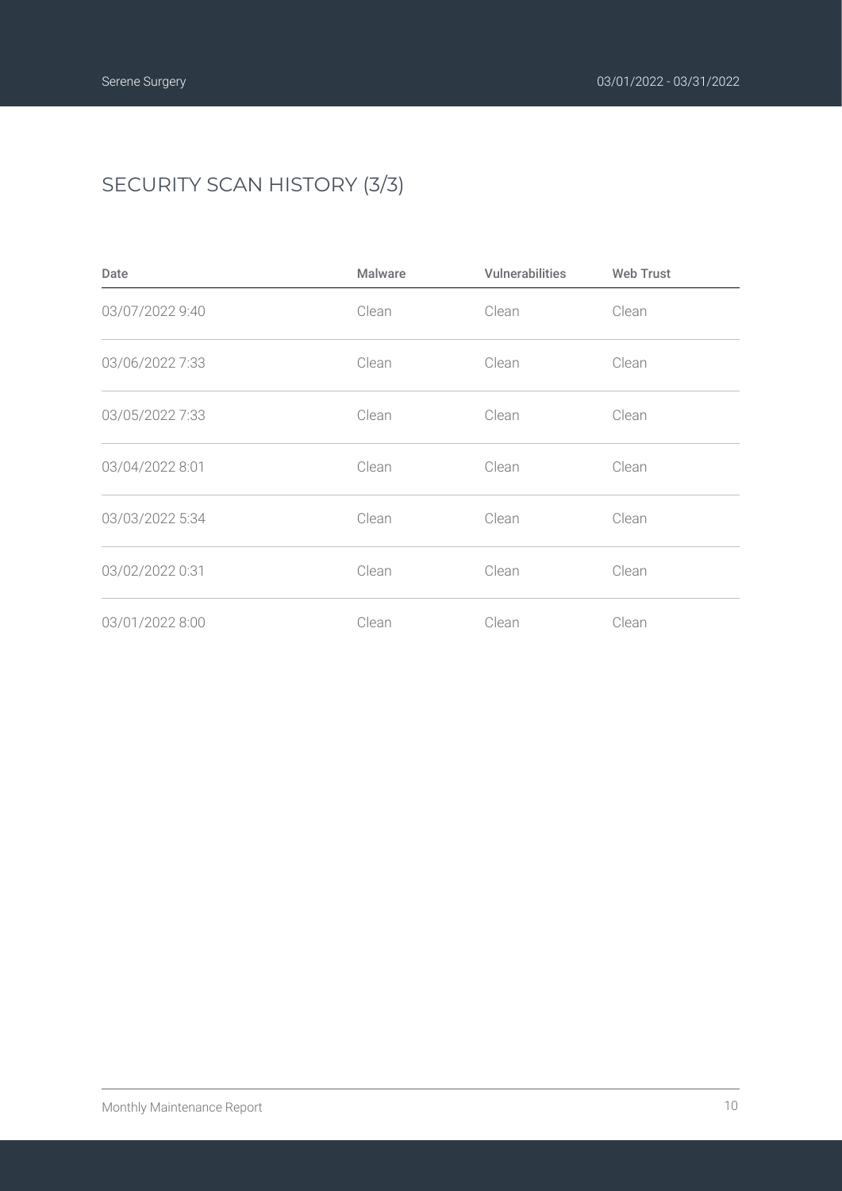## SECURITY SCAN HISTORY (3/3)

| Date | Malware | Vulnerabilities | Web Trust |
| --- | --- | --- | --- |
| 03/07/2022 9:40 | Clean | Clean | Clean |
| 03/06/2022 7:33 | Clean | Clean | Clean |
| 03/05/2022 7:33 | Clean | Clean | Clean |
| 03/04/2022 8:01 | Clean | Clean | Clean |
| 03/03/2022 5:34 | Clean | Clean | Clean |
| 03/02/2022 0:31 | Clean | Clean | Clean |
| 03/01/2022 8:00 | Clean | Clean | Clean |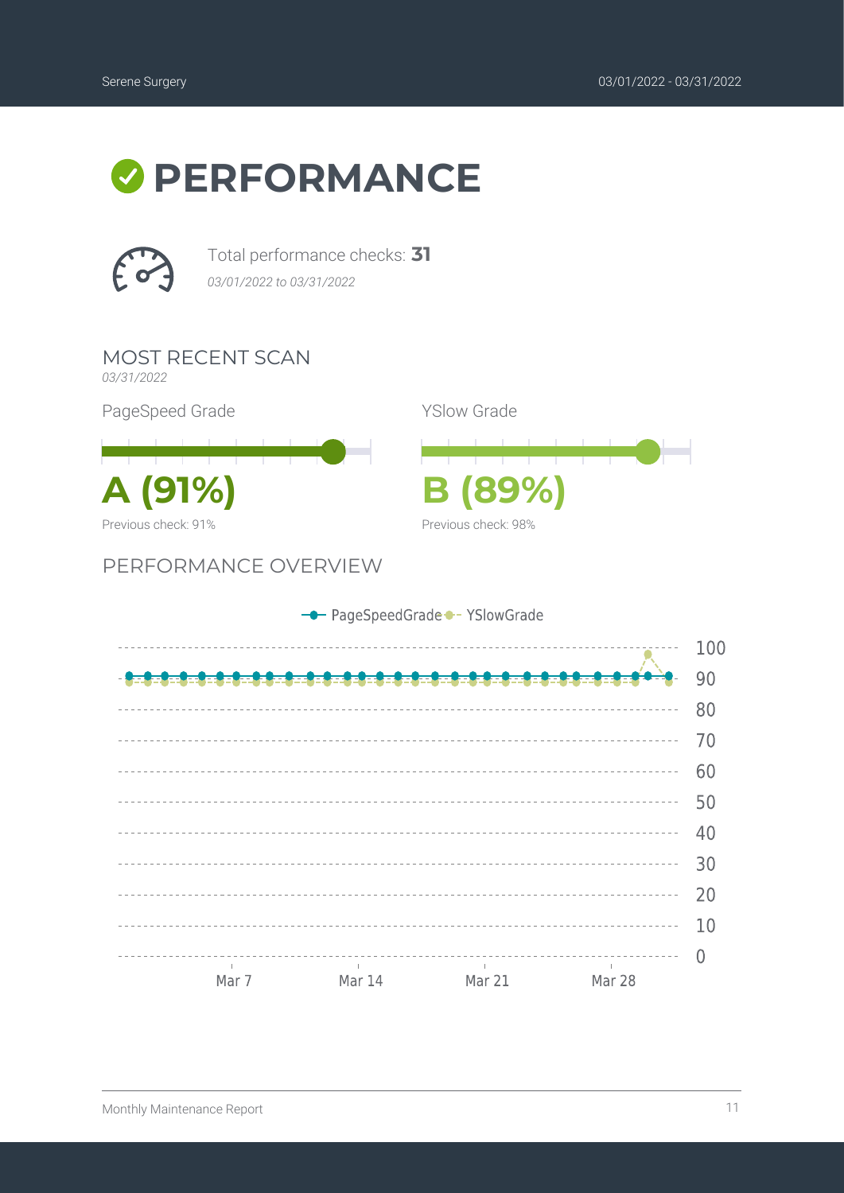# PERFORMANCE

Total performance checks: **31**

*03/01/2022 to 03/31/2022*

## MOST RECENT SCAN

*03/31/2022*

PageSpeed Grade

**A (91%)**

Previous check: 91%

YSlow Grade

**B (89%)**

Previous check: 98%

## PERFORMANCE OVERVIEW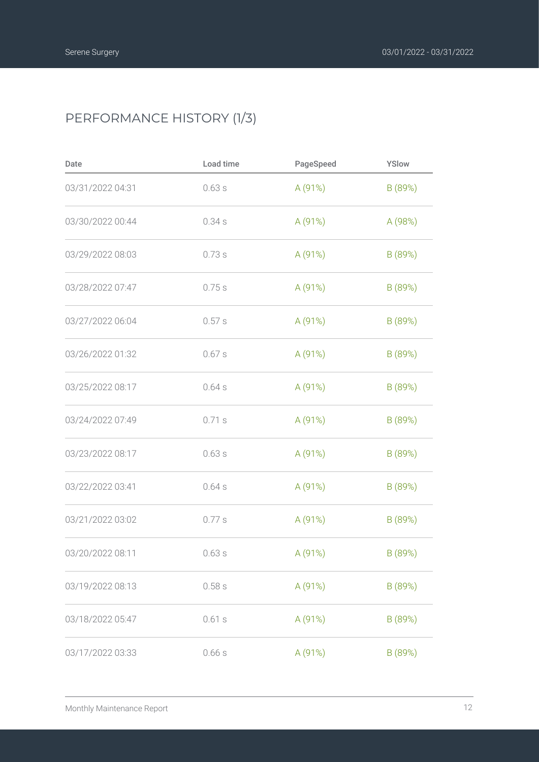## PERFORMANCE HISTORY (1/3)

| Date | Load time | PageSpeed | YSlow |
| --- | --- | --- | --- |
| 03/31/2022 04:31 | 0.63 s | A (91%) | B (89%) |
| 03/30/2022 00:44 | 0.34 s | A (91%) | A (98%) |
| 03/29/2022 08:03 | 0.73 s | A (91%) | B (89%) |
| 03/28/2022 07:47 | 0.75 s | A (91%) | B (89%) |
| 03/27/2022 06:04 | 0.57 s | A (91%) | B (89%) |
| 03/26/2022 01:32 | 0.67 s | A (91%) | B (89%) |
| 03/25/2022 08:17 | 0.64 s | A (91%) | B (89%) |
| 03/24/2022 07:49 | 0.71 s | A (91%) | B (89%) |
| 03/23/2022 08:17 | 0.63 s | A (91%) | B (89%) |
| 03/22/2022 03:41 | 0.64 s | A (91%) | B (89%) |
| 03/21/2022 03:02 | 0.77 s | A (91%) | B (89%) |
| 03/20/2022 08:11 | 0.63 s | A (91%) | B (89%) |
| 03/19/2022 08:13 | 0.58 s | A (91%) | B (89%) |
| 03/18/2022 05:47 | 0.61 s | A (91%) | B (89%) |
| 03/17/2022 03:33 | 0.66 s | A (91%) | B (89%) |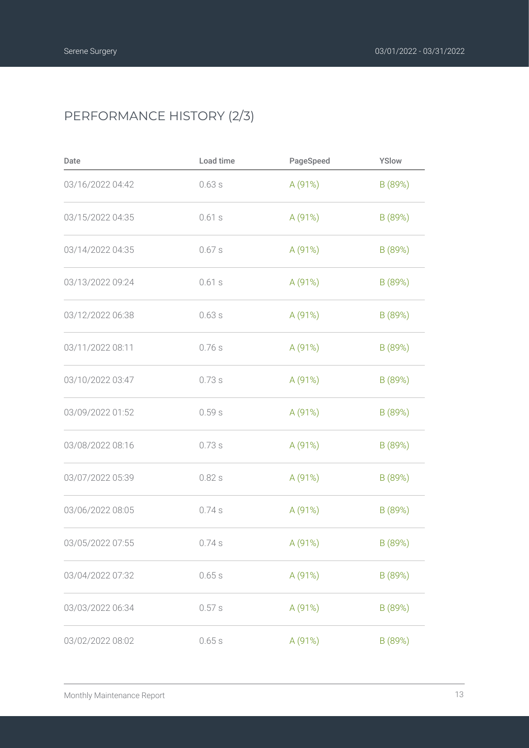## PERFORMANCE HISTORY (2/3)

| Date | Load time | PageSpeed | YSlow |
| --- | --- | --- | --- |
| 03/16/2022 04:42 | 0.63 s | A (91%) | B (89%) |
| 03/15/2022 04:35 | 0.61 s | A (91%) | B (89%) |
| 03/14/2022 04:35 | 0.67 s | A (91%) | B (89%) |
| 03/13/2022 09:24 | 0.61 s | A (91%) | B (89%) |
| 03/12/2022 06:38 | 0.63 s | A (91%) | B (89%) |
| 03/11/2022 08:11 | 0.76 s | A (91%) | B (89%) |
| 03/10/2022 03:47 | 0.73 s | A (91%) | B (89%) |
| 03/09/2022 01:52 | 0.59 s | A (91%) | B (89%) |
| 03/08/2022 08:16 | 0.73 s | A (91%) | B (89%) |
| 03/07/2022 05:39 | 0.82 s | A (91%) | B (89%) |
| 03/06/2022 08:05 | 0.74 s | A (91%) | B (89%) |
| 03/05/2022 07:55 | 0.74 s | A (91%) | B (89%) |
| 03/04/2022 07:32 | 0.65 s | A (91%) | B (89%) |
| 03/03/2022 06:34 | 0.57 s | A (91%) | B (89%) |
| 03/02/2022 08:02 | 0.65 s | A (91%) | B (89%) |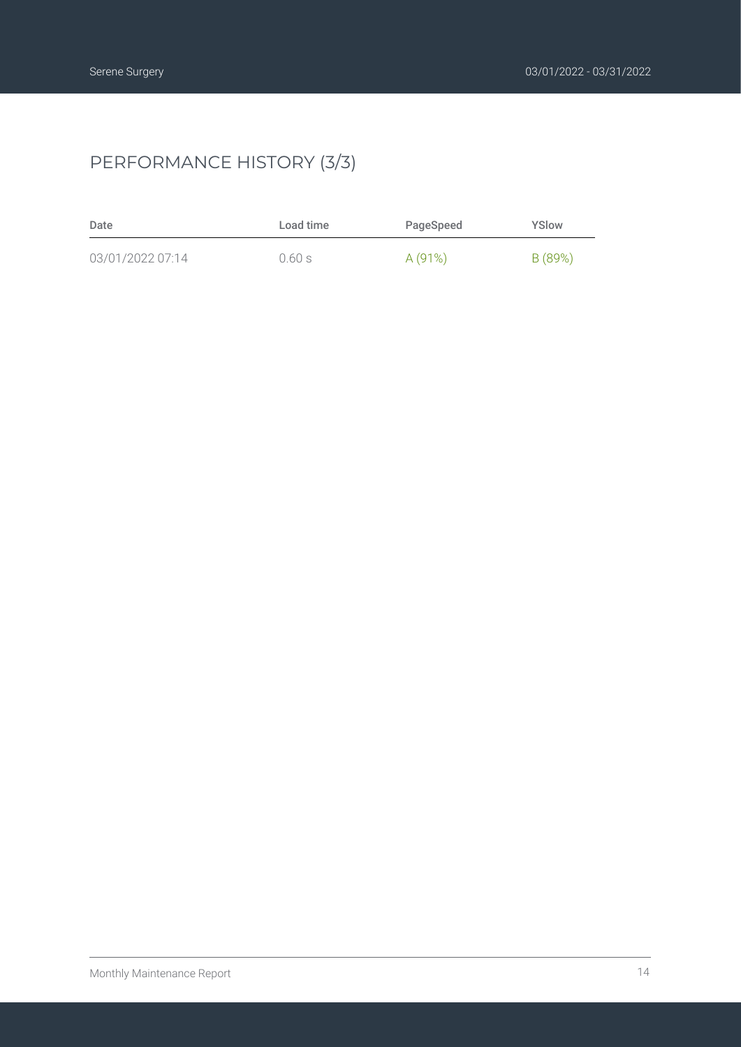## PERFORMANCE HISTORY (3/3)

| Date | Load time | PageSpeed | YSlow |
| --- | --- | --- | --- |
| 03/01/2022 07:14 | 0.60 s | A (91%) | B (89%) |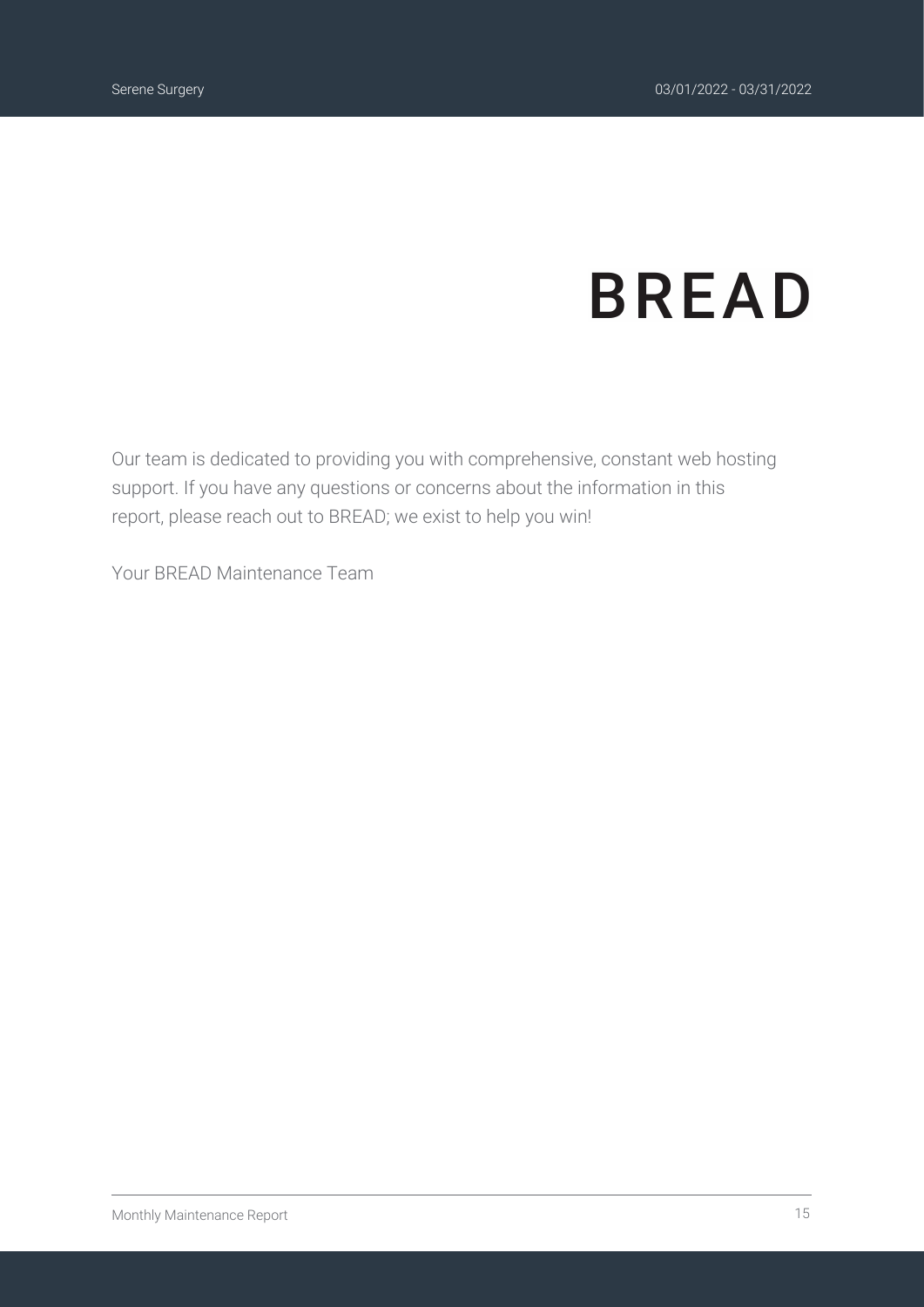# BREAD

Our team is dedicated to providing you with comprehensive, constant web hosting support. If you have any questions or concerns about the information in this report, please reach out to BREAD; we exist to help you win!

Your BREAD Maintenance Team